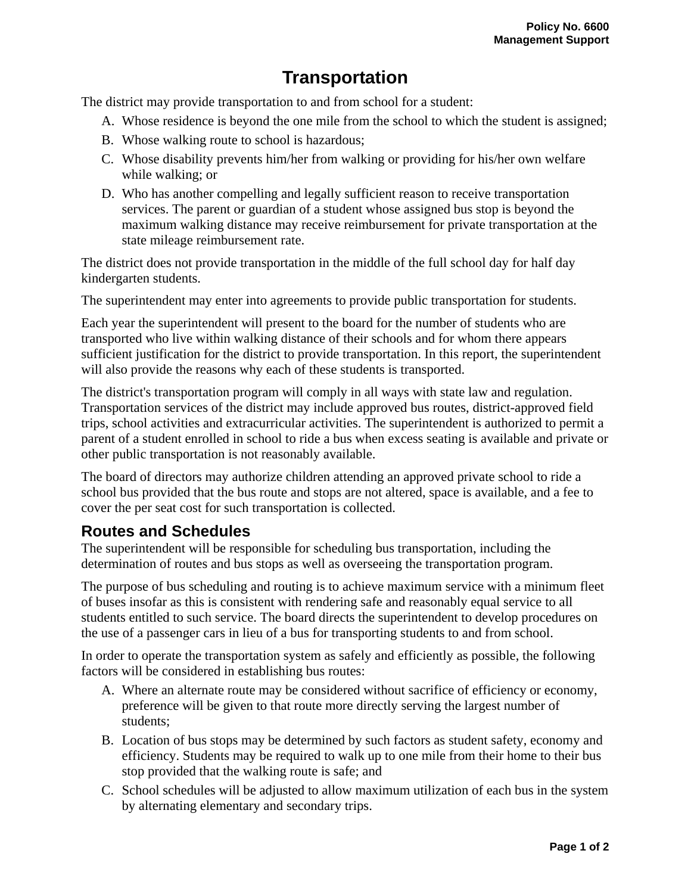# Transportation

The district may provide transportation to and from school for a student:

A. Whose residence is beyond the one mile from the school to which the student is assigned;
B. Whose walking route to school is hazardous;
C. Whose disability prevents him/her from walking or providing for his/her own welfare while walking; or
D. Who has another compelling and legally sufficient reason to receive transportation services. The parent or guardian of a student whose assigned bus stop is beyond the maximum walking distance may receive reimbursement for private transportation at the state mileage reimbursement rate.

The district does not provide transportation in the middle of the full school day for half day kindergarten students.

The superintendent may enter into agreements to provide public transportation for students.

Each year the superintendent will present to the board for the number of students who are transported who live within walking distance of their schools and for whom there appears sufficient justification for the district to provide transportation. In this report, the superintendent will also provide the reasons why each of these students is transported.

The district's transportation program will comply in all ways with state law and regulation. Transportation services of the district may include approved bus routes, district-approved field trips, school activities and extracurricular activities. The superintendent is authorized to permit a parent of a student enrolled in school to ride a bus when excess seating is available and private or other public transportation is not reasonably available.

The board of directors may authorize children attending an approved private school to ride a school bus provided that the bus route and stops are not altered, space is available, and a fee to cover the per seat cost for such transportation is collected.

## Routes and Schedules

The superintendent will be responsible for scheduling bus transportation, including the determination of routes and bus stops as well as overseeing the transportation program.

The purpose of bus scheduling and routing is to achieve maximum service with a minimum fleet of buses insofar as this is consistent with rendering safe and reasonably equal service to all students entitled to such service. The board directs the superintendent to develop procedures on the use of a passenger cars in lieu of a bus for transporting students to and from school.

In order to operate the transportation system as safely and efficiently as possible, the following factors will be considered in establishing bus routes:

A. Where an alternate route may be considered without sacrifice of efficiency or economy, preference will be given to that route more directly serving the largest number of students;
B. Location of bus stops may be determined by such factors as student safety, economy and efficiency. Students may be required to walk up to one mile from their home to their bus stop provided that the walking route is safe; and
C. School schedules will be adjusted to allow maximum utilization of each bus in the system by alternating elementary and secondary trips.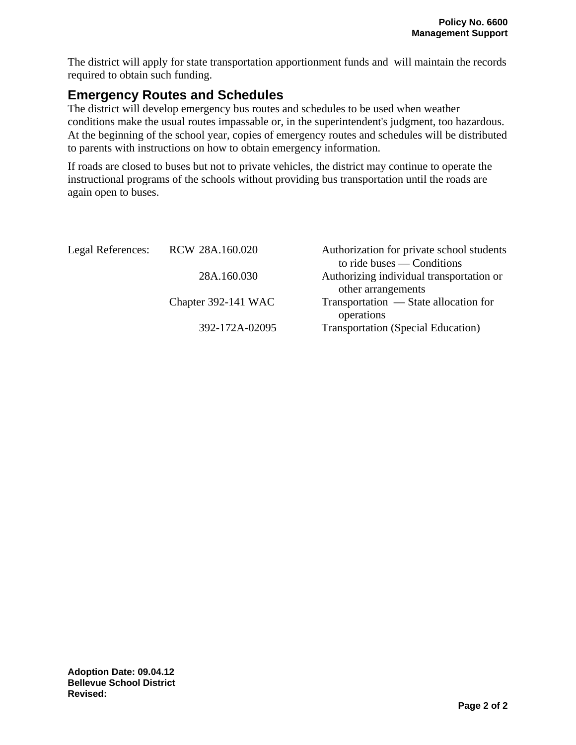The district will apply for state transportation apportionment funds and will maintain the records required to obtain such funding.

## Emergency Routes and Schedules

The district will develop emergency bus routes and schedules to be used when weather conditions make the usual routes impassable or, in the superintendent's judgment, too hazardous. At the beginning of the school year, copies of emergency routes and schedules will be distributed to parents with instructions on how to obtain emergency information.

If roads are closed to buses but not to private vehicles, the district may continue to operate the instructional programs of the schools without providing bus transportation until the roads are again open to buses.

| | | |
|---|---|---|
| Legal References: | RCW 28A.160.020 | Authorization for private school students to ride buses — Conditions |
| | 28A.160.030 | Authorizing individual transportation or other arrangements |
| | Chapter 392-141 WAC | Transportation — State allocation for operations |
| | 392-172A-02095 | Transportation (Special Education) |

**Adoption Date: 09.04.12**
**Bellevue School District**
**Revised:**